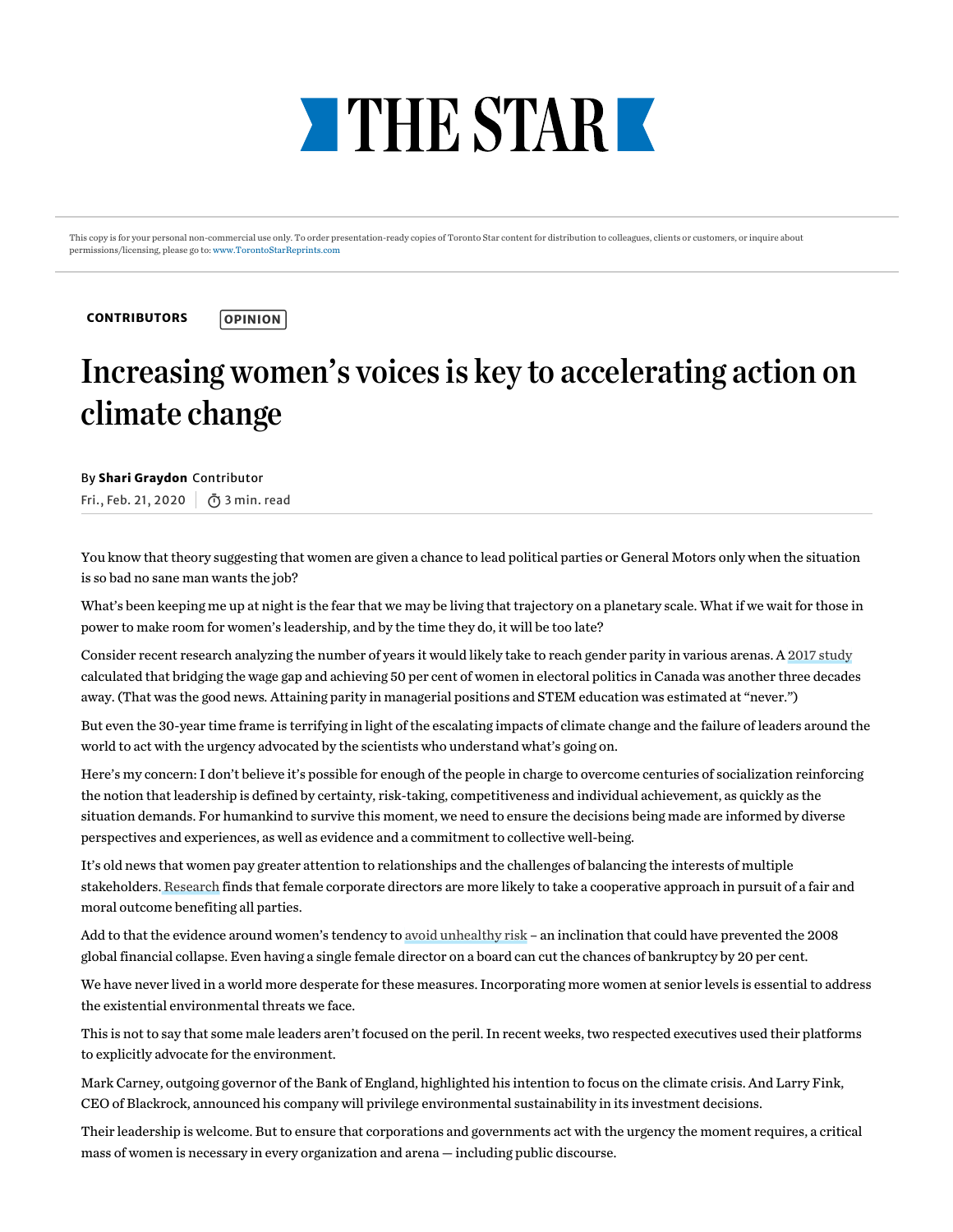# THE STAR

This copy is for your personal non-commercial use only. To order presentation-ready copies of Toronto Star content for distribution to colleagues, clients or customers, or inquire about permissions/licensing, please go to: www.TorontoStarReprints.com

**CONTRIBUTORS** OPINION

# Increasing women's voices is key to accelerating action on climate change

By **Shari Graydon** Contributor

Fri., Feb. 21, 2020 | 3 min. read

You know that theory suggesting that women are given a chance to lead political parties or General Motors only when the situation is so bad no sane man wants the job?

What's been keeping me up at night is the fear that we may be living that trajectory on a planetary scale. What if we wait for those in power to make room for women's leadership, and by the time they do, it will be too late?

Consider recent research analyzing the number of years it would likely take to reach gender parity in various arenas. A 2017 study calculated that bridging the wage gap and achieving 50 per cent of women in electoral politics in Canada was another three decades away. (That was the good news. Attaining parity in managerial positions and STEM education was estimated at "never.")

But even the 30-year time frame is terrifying in light of the escalating impacts of climate change and the failure of leaders around the world to act with the urgency advocated by the scientists who understand what's going on.

Here's my concern: I don't believe it's possible for enough of the people in charge to overcome centuries of socialization reinforcing the notion that leadership is defined by certainty, risk-taking, competitiveness and individual achievement, as quickly as the situation demands. For humankind to survive this moment, we need to ensure the decisions being made are informed by diverse perspectives and experiences, as well as evidence and a commitment to collective well-being.

It's old news that women pay greater attention to relationships and the challenges of balancing the interests of multiple stakeholders. Research finds that female corporate directors are more likely to take a cooperative approach in pursuit of a fair and moral outcome benefiting all parties.

Add to that the evidence around women's tendency to avoid unhealthy risk – an inclination that could have prevented the 2008 global financial collapse. Even having a single female director on a board can cut the chances of bankruptcy by 20 per cent.

We have never lived in a world more desperate for these measures. Incorporating more women at senior levels is essential to address the existential environmental threats we face.

This is not to say that some male leaders aren't focused on the peril. In recent weeks, two respected executives used their platforms to explicitly advocate for the environment.

Mark Carney, outgoing governor of the Bank of England, highlighted his intention to focus on the climate crisis. And Larry Fink, CEO of Blackrock, announced his company will privilege environmental sustainability in its investment decisions.

Their leadership is welcome. But to ensure that corporations and governments act with the urgency the moment requires, a critical mass of women is necessary in every organization and arena — including public discourse.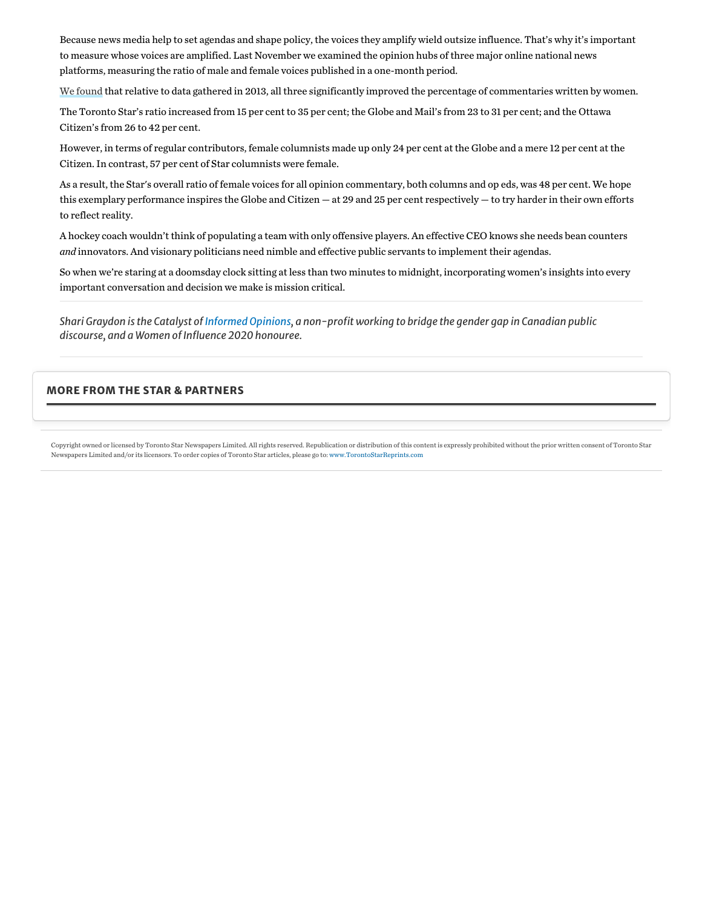Because news media help to set agendas and shape policy, the voices they amplify wield outsize influence. That's why it's important to measure whose voices are amplified. Last November we examined the opinion hubs of three major online national news platforms, measuring the ratio of male and female voices published in a one-month period.

We found that relative to data gathered in 2013, all three significantly improved the percentage of commentaries written by women.

The Toronto Star's ratio increased from 15 per cent to 35 per cent; the Globe and Mail's from 23 to 31 per cent; and the Ottawa Citizen's from 26 to 42 per cent.

However, in terms of regular contributors, female columnists made up only 24 per cent at the Globe and a mere 12 per cent at the Citizen. In contrast, 57 per cent of Star columnists were female.

As a result, the Star's overall ratio of female voices for all opinion commentary, both columns and op eds, was 48 per cent. We hope this exemplary performance inspires the Globe and Citizen — at 29 and 25 per cent respectively — to try harder in their own efforts to reflect reality.

A hockey coach wouldn't think of populating a team with only offensive players. An effective CEO knows she needs bean counters *and* innovators. And visionary politicians need nimble and effective public servants to implement their agendas.

So when we're staring at a doomsday clock sitting at less than two minutes to midnight, incorporating women's insights into every important conversation and decision we make is mission critical.

---

*Shari Graydon is the Catalyst of Informed Opinions, a non-profit working to bridge the gender gap in Canadian public discourse, and a Women of Influence 2020 honouree.*

---

**MORE FROM THE STAR & PARTNERS**

Copyright owned or licensed by Toronto Star Newspapers Limited. All rights reserved. Republication or distribution of this content is expressly prohibited without the prior written consent of Toronto Star Newspapers Limited and/or its licensors. To order copies of Toronto Star articles, please go to: www.TorontoStarReprints.com